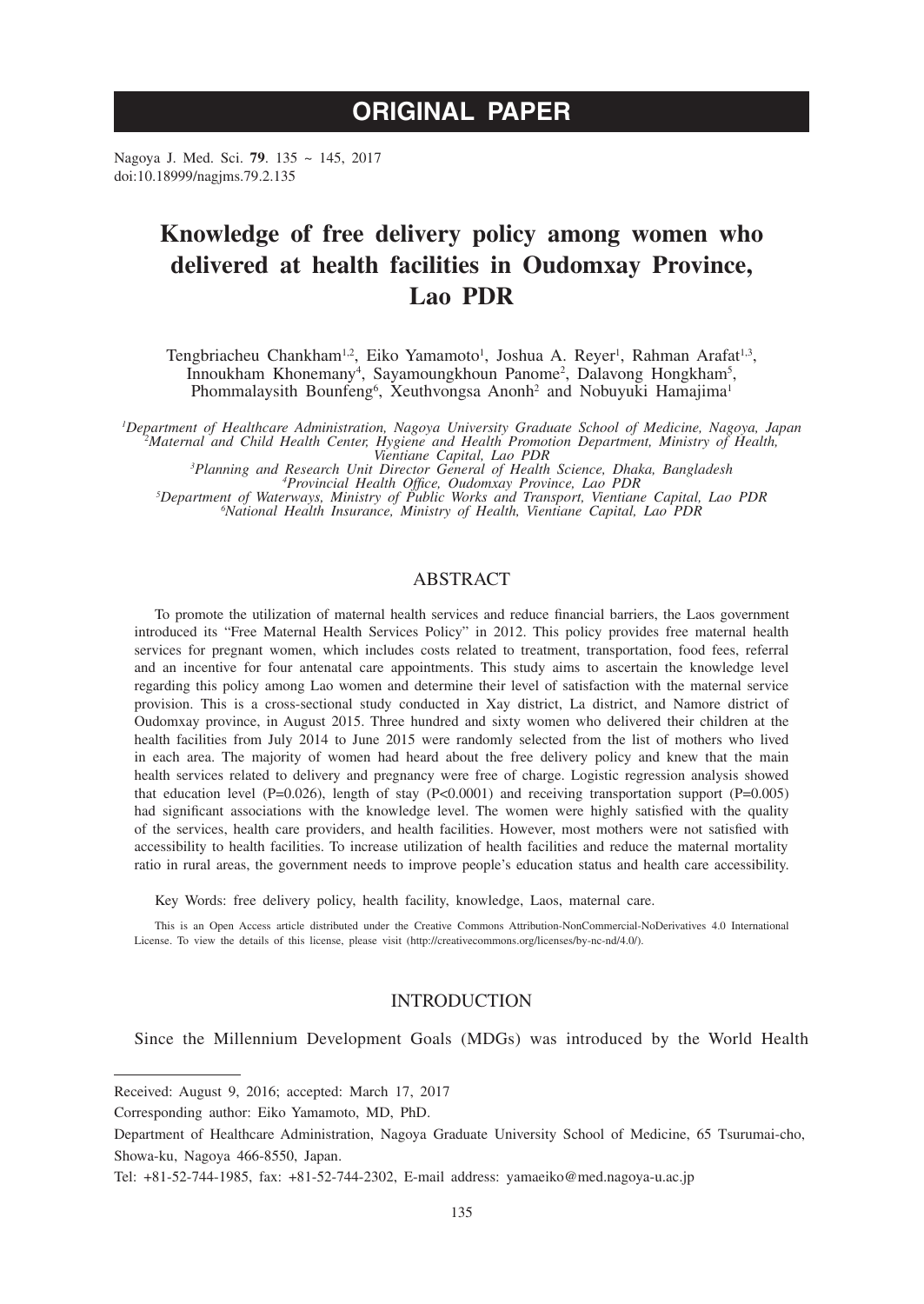# ORIGINAL PAPER

doi:10.18999/nagjms.79.2.135

# Knowledge of free delivery policy among women who delivered at health facilities in Oudomxay Province, Lao PDR

Tengbriacheu Chankham[1,2], Eiko Yamamoto[1], Joshua A. Reyer[1], Rahman Arafat[1,3], Innoukham Khonemany[4], Sayamoungkhoun Panome[2], Dalavong Hongkham[5], Phommalaysith Bounfeng[6], Xeuthvongsa Anonh[2] and Nobuyuki Hamajima[1]

[1]*Department of Healthcare Administration, Nagoya University Graduate School of Medicine, Nagoya, Japan*
[2]*Maternal and Child Health Center, Hygiene and Health Promotion Department, Ministry of Health, Vientiane Capital, Lao PDR*
[3]*Planning and Research Unit Director General of Health Science, Dhaka, Bangladesh*
[4]*Provincial Health Office, Oudomxay Province, Lao PDR*
[5]*Department of Waterways, Ministry of Public Works and Transport, Vientiane Capital, Lao PDR*
[6]*National Health Insurance, Ministry of Health, Vientiane Capital, Lao PDR*

## ABSTRACT

To promote the utilization of maternal health services and reduce financial barriers, the Laos government introduced its "Free Maternal Health Services Policy" in 2012. This policy provides free maternal health services for pregnant women, which includes costs related to treatment, transportation, food fees, referral and an incentive for four antenatal care appointments. This study aims to ascertain the knowledge level regarding this policy among Lao women and determine their level of satisfaction with the maternal service provision. This is a cross-sectional study conducted in Xay district, La district, and Namore district of Oudomxay province, in August 2015. Three hundred and sixty women who delivered their children at the health facilities from July 2014 to June 2015 were randomly selected from the list of mothers who lived in each area. The majority of women had heard about the free delivery policy and knew that the main health services related to delivery and pregnancy were free of charge. Logistic regression analysis showed that education level ($P=0.026$), length of stay ($P<0.0001$) and receiving transportation support ($P=0.005$) had significant associations with the knowledge level. The women were highly satisfied with the quality of the services, health care providers, and health facilities. However, most mothers were not satisfied with accessibility to health facilities. To increase utilization of health facilities and reduce the maternal mortality ratio in rural areas, the government needs to improve people's education status and health care accessibility.

Key Words: free delivery policy, health facility, knowledge, Laos, maternal care.

This is an Open Access article distributed under the Creative Commons Attribution-NonCommercial-NoDerivatives 4.0 International License. To view the details of this license, please visit (http://creativecommons.org/licenses/by-nc-nd/4.0/).

## INTRODUCTION

Since the Millennium Development Goals (MDGs) was introduced by the World Health

---

Received: August 9, 2016; accepted: March 17, 2017

Corresponding author: Eiko Yamamoto, MD, PhD.

Department of Healthcare Administration, Nagoya Graduate University School of Medicine, 65 Tsurumai-cho, Showa-ku, Nagoya 466-8550, Japan.

Tel: +81-52-744-1985, fax: +81-52-744-2302, E-mail address: yamaeiko@med.nagoya-u.ac.jp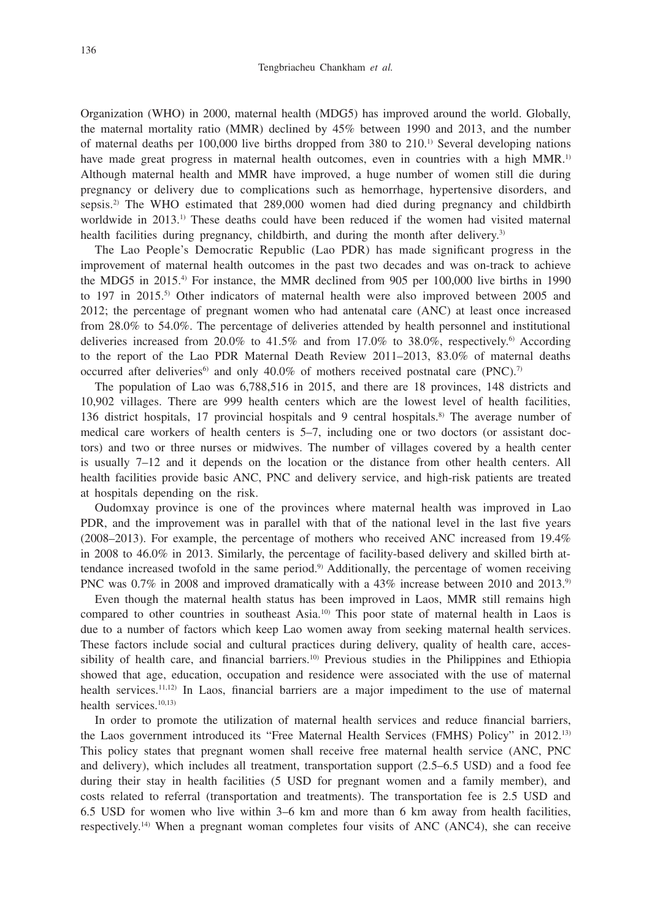Organization (WHO) in 2000, maternal health (MDG5) has improved around the world. Globally, the maternal mortality ratio (MMR) declined by 45% between 1990 and 2013, and the number of maternal deaths per 100,000 live births dropped from 380 to 210.[1] Several developing nations have made great progress in maternal health outcomes, even in countries with a high MMR.[1] Although maternal health and MMR have improved, a huge number of women still die during pregnancy or delivery due to complications such as hemorrhage, hypertensive disorders, and sepsis.[2] The WHO estimated that 289,000 women had died during pregnancy and childbirth worldwide in 2013.[1] These deaths could have been reduced if the women had visited maternal health facilities during pregnancy, childbirth, and during the month after delivery.[3]

The Lao People's Democratic Republic (Lao PDR) has made significant progress in the improvement of maternal health outcomes in the past two decades and was on-track to achieve the MDG5 in 2015.[4] For instance, the MMR declined from 905 per 100,000 live births in 1990 to 197 in 2015.[5] Other indicators of maternal health were also improved between 2005 and 2012; the percentage of pregnant women who had antenatal care (ANC) at least once increased from 28.0% to 54.0%. The percentage of deliveries attended by health personnel and institutional deliveries increased from 20.0% to 41.5% and from 17.0% to 38.0%, respectively.[6] According to the report of the Lao PDR Maternal Death Review 2011–2013, 83.0% of maternal deaths occurred after deliveries[6] and only 40.0% of mothers received postnatal care (PNC).[7]

The population of Lao was 6,788,516 in 2015, and there are 18 provinces, 148 districts and 10,902 villages. There are 999 health centers which are the lowest level of health facilities, 136 district hospitals, 17 provincial hospitals and 9 central hospitals.[8] The average number of medical care workers of health centers is 5–7, including one or two doctors (or assistant doctors) and two or three nurses or midwives. The number of villages covered by a health center is usually 7–12 and it depends on the location or the distance from other health centers. All health facilities provide basic ANC, PNC and delivery service, and high-risk patients are treated at hospitals depending on the risk.

Oudomxay province is one of the provinces where maternal health was improved in Lao PDR, and the improvement was in parallel with that of the national level in the last five years (2008–2013). For example, the percentage of mothers who received ANC increased from 19.4% in 2008 to 46.0% in 2013. Similarly, the percentage of facility-based delivery and skilled birth attendance increased twofold in the same period.[9] Additionally, the percentage of women receiving PNC was 0.7% in 2008 and improved dramatically with a 43% increase between 2010 and 2013.[9]

Even though the maternal health status has been improved in Laos, MMR still remains high compared to other countries in southeast Asia.[10] This poor state of maternal health in Laos is due to a number of factors which keep Lao women away from seeking maternal health services. These factors include social and cultural practices during delivery, quality of health care, accessibility of health care, and financial barriers.[10] Previous studies in the Philippines and Ethiopia showed that age, education, occupation and residence were associated with the use of maternal health services.[11,12] In Laos, financial barriers are a major impediment to the use of maternal health services.[10,13]

In order to promote the utilization of maternal health services and reduce financial barriers, the Laos government introduced its "Free Maternal Health Services (FMHS) Policy" in 2012.[13] This policy states that pregnant women shall receive free maternal health service (ANC, PNC and delivery), which includes all treatment, transportation support (2.5–6.5 USD) and a food fee during their stay in health facilities (5 USD for pregnant women and a family member), and costs related to referral (transportation and treatments). The transportation fee is 2.5 USD and 6.5 USD for women who live within 3–6 km and more than 6 km away from health facilities, respectively.[14] When a pregnant woman completes four visits of ANC (ANC4), she can receive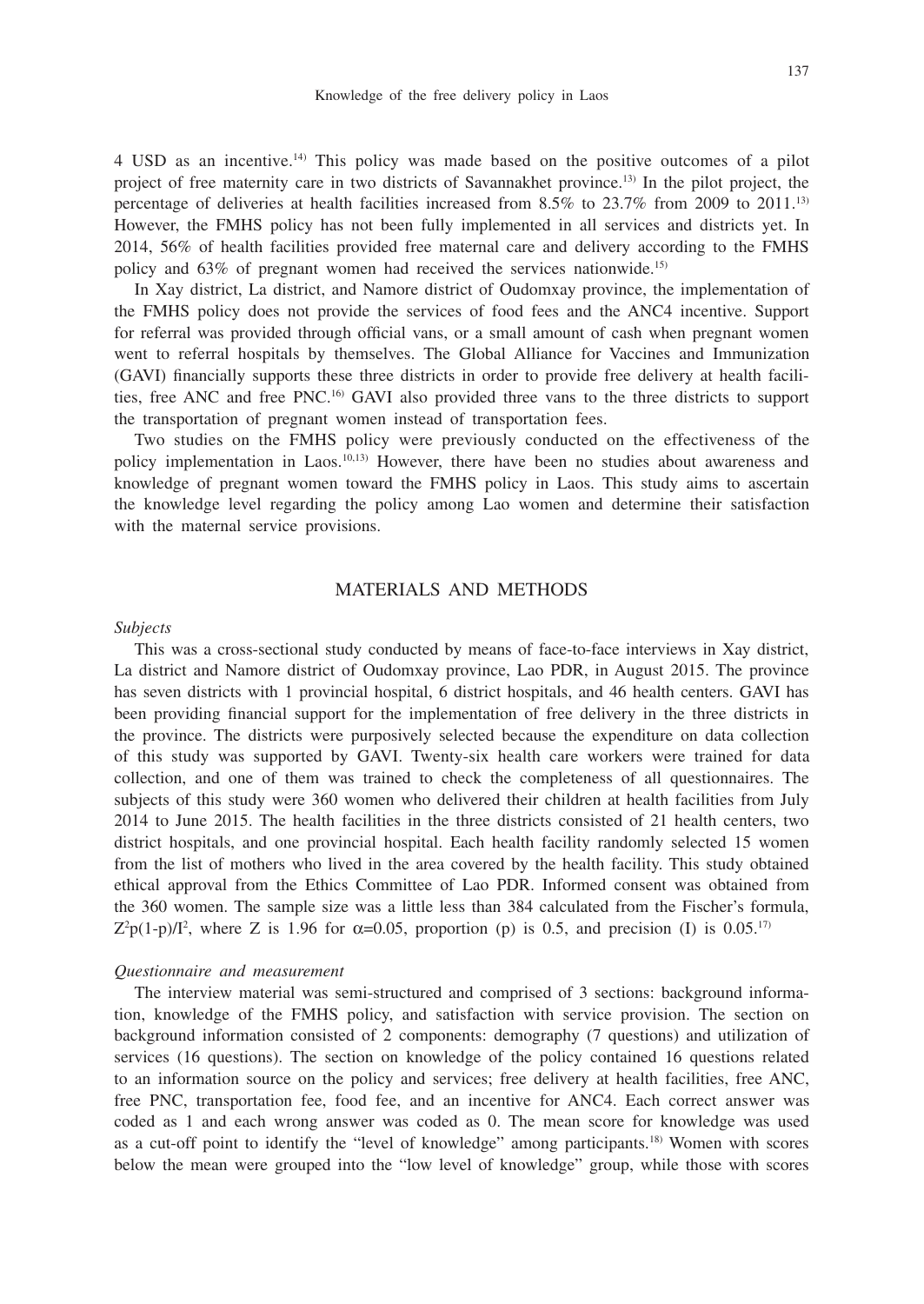4 USD as an incentive.[14] This policy was made based on the positive outcomes of a pilot project of free maternity care in two districts of Savannakhet province.[13] In the pilot project, the percentage of deliveries at health facilities increased from 8.5% to 23.7% from 2009 to 2011.[13] However, the FMHS policy has not been fully implemented in all services and districts yet. In 2014, 56% of health facilities provided free maternal care and delivery according to the FMHS policy and 63% of pregnant women had received the services nationwide.[15]

In Xay district, La district, and Namore district of Oudomxay province, the implementation of the FMHS policy does not provide the services of food fees and the ANC4 incentive. Support for referral was provided through official vans, or a small amount of cash when pregnant women went to referral hospitals by themselves. The Global Alliance for Vaccines and Immunization (GAVI) financially supports these three districts in order to provide free delivery at health facilities, free ANC and free PNC.[16] GAVI also provided three vans to the three districts to support the transportation of pregnant women instead of transportation fees.

Two studies on the FMHS policy were previously conducted on the effectiveness of the policy implementation in Laos.[10,13] However, there have been no studies about awareness and knowledge of pregnant women toward the FMHS policy in Laos. This study aims to ascertain the knowledge level regarding the policy among Lao women and determine their satisfaction with the maternal service provisions.

## MATERIALS AND METHODS

### *Subjects*

This was a cross-sectional study conducted by means of face-to-face interviews in Xay district, La district and Namore district of Oudomxay province, Lao PDR, in August 2015. The province has seven districts with 1 provincial hospital, 6 district hospitals, and 46 health centers. GAVI has been providing financial support for the implementation of free delivery in the three districts in the province. The districts were purposively selected because the expenditure on data collection of this study was supported by GAVI. Twenty-six health care workers were trained for data collection, and one of them was trained to check the completeness of all questionnaires. The subjects of this study were 360 women who delivered their children at health facilities from July 2014 to June 2015. The health facilities in the three districts consisted of 21 health centers, two district hospitals, and one provincial hospital. Each health facility randomly selected 15 women from the list of mothers who lived in the area covered by the health facility. This study obtained ethical approval from the Ethics Committee of Lao PDR. Informed consent was obtained from the 360 women. The sample size was a little less than 384 calculated from the Fischer's formula, $Z^2p(1-p)/I^2$, where Z is 1.96 for $\alpha$=0.05, proportion (p) is 0.5, and precision (I) is 0.05.[17]

### *Questionnaire and measurement*

The interview material was semi-structured and comprised of 3 sections: background information, knowledge of the FMHS policy, and satisfaction with service provision. The section on background information consisted of 2 components: demography (7 questions) and utilization of services (16 questions). The section on knowledge of the policy contained 16 questions related to an information source on the policy and services; free delivery at health facilities, free ANC, free PNC, transportation fee, food fee, and an incentive for ANC4. Each correct answer was coded as 1 and each wrong answer was coded as 0. The mean score for knowledge was used as a cut-off point to identify the "level of knowledge" among participants.[18] Women with scores below the mean were grouped into the "low level of knowledge" group, while those with scores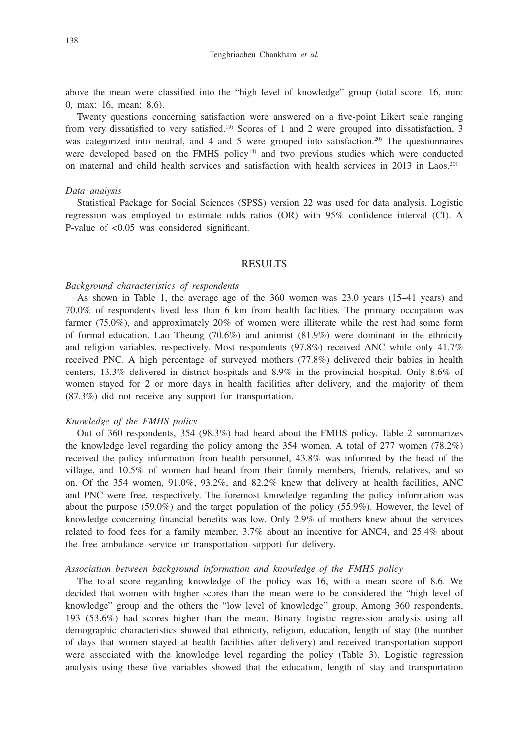above the mean were classified into the "high level of knowledge" group (total score: 16, min: 0, max: 16, mean: 8.6).

Twenty questions concerning satisfaction were answered on a five-point Likert scale ranging from very dissatisfied to very satisfied.[19] Scores of 1 and 2 were grouped into dissatisfaction, 3 was categorized into neutral, and 4 and 5 were grouped into satisfaction.[20] The questionnaires were developed based on the FMHS policy[14] and two previous studies which were conducted on maternal and child health services and satisfaction with health services in 2013 in Laos.[20]

*Data analysis*

Statistical Package for Social Sciences (SPSS) version 22 was used for data analysis. Logistic regression was employed to estimate odds ratios (OR) with 95% confidence interval (CI). A P-value of <0.05 was considered significant.

## RESULTS

*Background characteristics of respondents*

As shown in Table 1, the average age of the 360 women was 23.0 years (15–41 years) and 70.0% of respondents lived less than 6 km from health facilities. The primary occupation was farmer (75.0%), and approximately 20% of women were illiterate while the rest had some form of formal education. Lao Theung (70.6%) and animist (81.9%) were dominant in the ethnicity and religion variables, respectively. Most respondents (97.8%) received ANC while only 41.7% received PNC. A high percentage of surveyed mothers (77.8%) delivered their babies in health centers, 13.3% delivered in district hospitals and 8.9% in the provincial hospital. Only 8.6% of women stayed for 2 or more days in health facilities after delivery, and the majority of them (87.3%) did not receive any support for transportation.

*Knowledge of the FMHS policy*

Out of 360 respondents, 354 (98.3%) had heard about the FMHS policy. Table 2 summarizes the knowledge level regarding the policy among the 354 women. A total of 277 women (78.2%) received the policy information from health personnel, 43.8% was informed by the head of the village, and 10.5% of women had heard from their family members, friends, relatives, and so on. Of the 354 women, 91.0%, 93.2%, and 82.2% knew that delivery at health facilities, ANC and PNC were free, respectively. The foremost knowledge regarding the policy information was about the purpose (59.0%) and the target population of the policy (55.9%). However, the level of knowledge concerning financial benefits was low. Only 2.9% of mothers knew about the services related to food fees for a family member, 3.7% about an incentive for ANC4, and 25.4% about the free ambulance service or transportation support for delivery.

*Association between background information and knowledge of the FMHS policy*

The total score regarding knowledge of the policy was 16, with a mean score of 8.6. We decided that women with higher scores than the mean were to be considered the "high level of knowledge" group and the others the "low level of knowledge" group. Among 360 respondents, 193 (53.6%) had scores higher than the mean. Binary logistic regression analysis using all demographic characteristics showed that ethnicity, religion, education, length of stay (the number of days that women stayed at health facilities after delivery) and received transportation support were associated with the knowledge level regarding the policy (Table 3). Logistic regression analysis using these five variables showed that the education, length of stay and transportation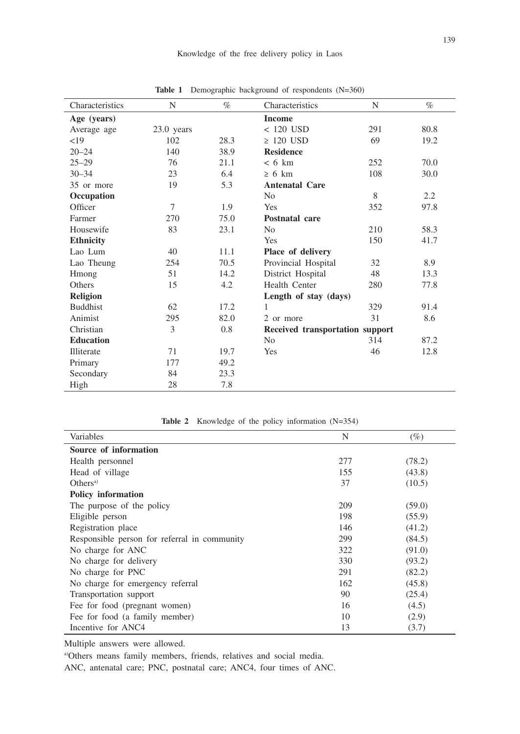**Table 1** Demographic background of respondents (N=360)

| Characteristics | N | % | Characteristics | N | % |
|---|---|---|---|---|---|
| **Age (years)** | | | **Income** | | |
| Average age | 23.0 years | | < 120 USD | 291 | 80.8 |
| <19 | 102 | 28.3 | ≥ 120 USD | 69 | 19.2 |
| 20–24 | 140 | 38.9 | **Residence** | | |
| 25–29 | 76 | 21.1 | < 6 km | 252 | 70.0 |
| 30–34 | 23 | 6.4 | ≥ 6 km | 108 | 30.0 |
| 35 or more | 19 | 5.3 | **Antenatal Care** | | |
| **Occupation** | | | No | 8 | 2.2 |
| Officer | 7 | 1.9 | Yes | 352 | 97.8 |
| Farmer | 270 | 75.0 | **Postnatal care** | | |
| Housewife | 83 | 23.1 | No | 210 | 58.3 |
| **Ethnicity** | | | Yes | 150 | 41.7 |
| Lao Lum | 40 | 11.1 | **Place of delivery** | | |
| Lao Theung | 254 | 70.5 | Provincial Hospital | 32 | 8.9 |
| Hmong | 51 | 14.2 | District Hospital | 48 | 13.3 |
| Others | 15 | 4.2 | Health Center | 280 | 77.8 |
| **Religion** | | | **Length of stay (days)** | | |
| Buddhist | 62 | 17.2 | 1 | 329 | 91.4 |
| Animist | 295 | 82.0 | 2 or more | 31 | 8.6 |
| Christian | 3 | 0.8 | **Received transportation support** | | |
| **Education** | | | No | 314 | 87.2 |
| Illiterate | 71 | 19.7 | Yes | 46 | 12.8 |
| Primary | 177 | 49.2 | | | |
| Secondary | 84 | 23.3 | | | |
| High | 28 | 7.8 | | | |

**Table 2** Knowledge of the policy information (N=354)

| Variables | N | (%) |
|---|---|---|
| **Source of information** | | |
| Health personnel | 277 | (78.2) |
| Head of village | 155 | (43.8) |
| Others[a)] | 37 | (10.5) |
| **Policy information** | | |
| The purpose of the policy | 209 | (59.0) |
| Eligible person | 198 | (55.9) |
| Registration place | 146 | (41.2) |
| Responsible person for referral in community | 299 | (84.5) |
| No charge for ANC | 322 | (91.0) |
| No charge for delivery | 330 | (93.2) |
| No charge for PNC | 291 | (82.2) |
| No charge for emergency referral | 162 | (45.8) |
| Transportation support | 90 | (25.4) |
| Fee for food (pregnant women) | 16 | (4.5) |
| Fee for food (a family member) | 10 | (2.9) |
| Incentive for ANC4 | 13 | (3.7) |

Multiple answers were allowed.

[a)]Others means family members, friends, relatives and social media.

ANC, antenatal care; PNC, postnatal care; ANC4, four times of ANC.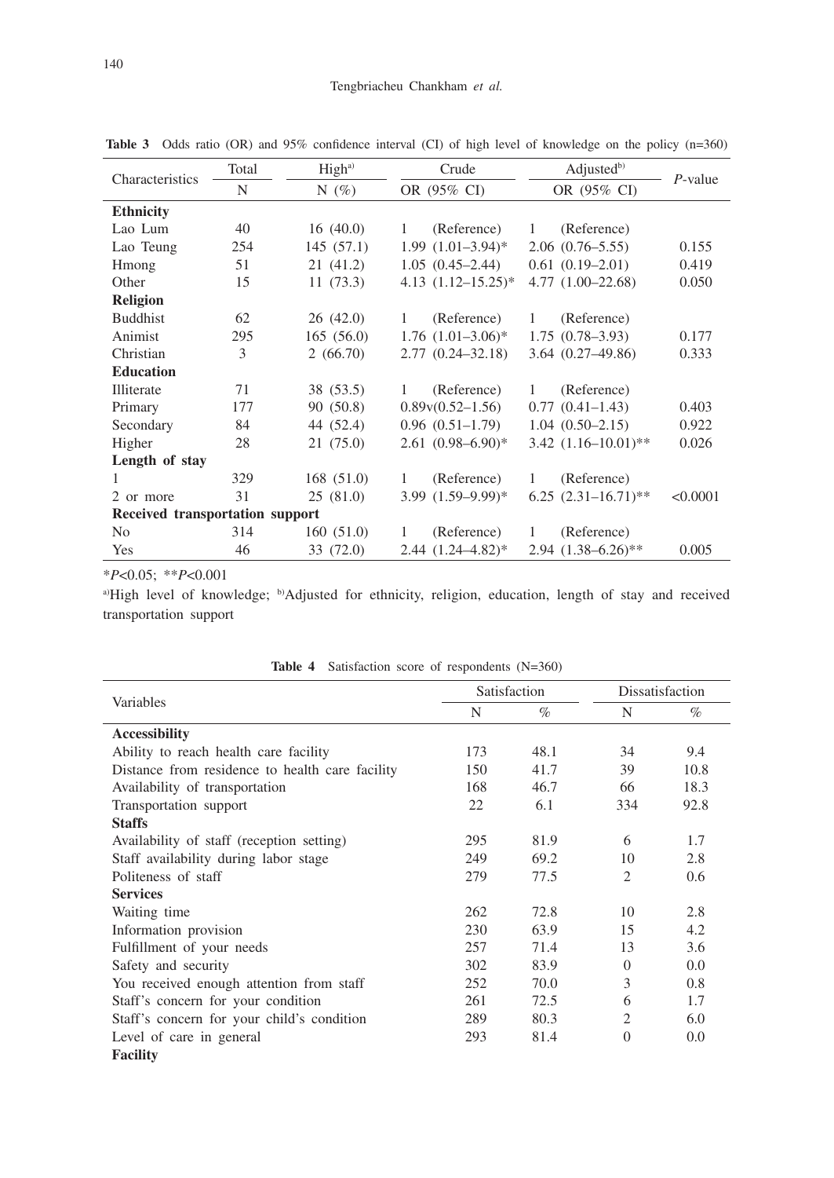**Table 3** Odds ratio (OR) and 95% confidence interval (CI) of high level of knowledge on the policy (n=360)

| Characteristics | Total | High[a)] | Crude | Adjusted[b)] | *P*-value |
|---|---|---|---|---|---|
| | N | N (%) | OR (95% CI) | OR (95% CI) | |
| **Ethnicity** | | | | | |
| Lao Lum | 40 | 16 (40.0) | 1 (Reference) | 1 (Reference) | |
| Lao Teung | 254 | 145 (57.1) | 1.99 (1.01–3.94)* | 2.06 (0.76–5.55) | 0.155 |
| Hmong | 51 | 21 (41.2) | 1.05 (0.45–2.44) | 0.61 (0.19–2.01) | 0.419 |
| Other | 15 | 11 (73.3) | 4.13 (1.12–15.25)* | 4.77 (1.00–22.68) | 0.050 |
| **Religion** | | | | | |
| Buddhist | 62 | 26 (42.0) | 1 (Reference) | 1 (Reference) | |
| Animist | 295 | 165 (56.0) | 1.76 (1.01–3.06)* | 1.75 (0.78–3.93) | 0.177 |
| Christian | 3 | 2 (66.70) | 2.77 (0.24–32.18) | 3.64 (0.27–49.86) | 0.333 |
| **Education** | | | | | |
| Illiterate | 71 | 38 (53.5) | 1 (Reference) | 1 (Reference) | |
| Primary | 177 | 90 (50.8) | 0.89v(0.52–1.56) | 0.77 (0.41–1.43) | 0.403 |
| Secondary | 84 | 44 (52.4) | 0.96 (0.51–1.79) | 1.04 (0.50–2.15) | 0.922 |
| Higher | 28 | 21 (75.0) | 2.61 (0.98–6.90)* | 3.42 (1.16–10.01)** | 0.026 |
| **Length of stay** | | | | | |
| 1 | 329 | 168 (51.0) | 1 (Reference) | 1 (Reference) | |
| 2 or more | 31 | 25 (81.0) | 3.99 (1.59–9.99)* | 6.25 (2.31–16.71)** | <0.0001 |
| **Received transportation support** | | | | | |
| No | 314 | 160 (51.0) | 1 (Reference) | 1 (Reference) | |
| Yes | 46 | 33 (72.0) | 2.44 (1.24–4.82)* | 2.94 (1.38–6.26)** | 0.005 |

*$P$<0.05; **$P$<0.001

[a)]High level of knowledge; [b)]Adjusted for ethnicity, religion, education, length of stay and received transportation support

**Table 4** Satisfaction score of respondents (N=360)

| Variables | Satisfaction | | Dissatisfaction | |
|---|---|---|---|---|
| | N | % | N | % |
| **Accessibility** | | | | |
| Ability to reach health care facility | 173 | 48.1 | 34 | 9.4 |
| Distance from residence to health care facility | 150 | 41.7 | 39 | 10.8 |
| Availability of transportation | 168 | 46.7 | 66 | 18.3 |
| Transportation support | 22 | 6.1 | 334 | 92.8 |
| **Staffs** | | | | |
| Availability of staff (reception setting) | 295 | 81.9 | 6 | 1.7 |
| Staff availability during labor stage | 249 | 69.2 | 10 | 2.8 |
| Politeness of staff | 279 | 77.5 | 2 | 0.6 |
| **Services** | | | | |
| Waiting time | 262 | 72.8 | 10 | 2.8 |
| Information provision | 230 | 63.9 | 15 | 4.2 |
| Fulfillment of your needs | 257 | 71.4 | 13 | 3.6 |
| Safety and security | 302 | 83.9 | 0 | 0.0 |
| You received enough attention from staff | 252 | 70.0 | 3 | 0.8 |
| Staff's concern for your condition | 261 | 72.5 | 6 | 1.7 |
| Staff's concern for your child's condition | 289 | 80.3 | 2 | 6.0 |
| Level of care in general | 293 | 81.4 | 0 | 0.0 |
| **Facility** | | | | |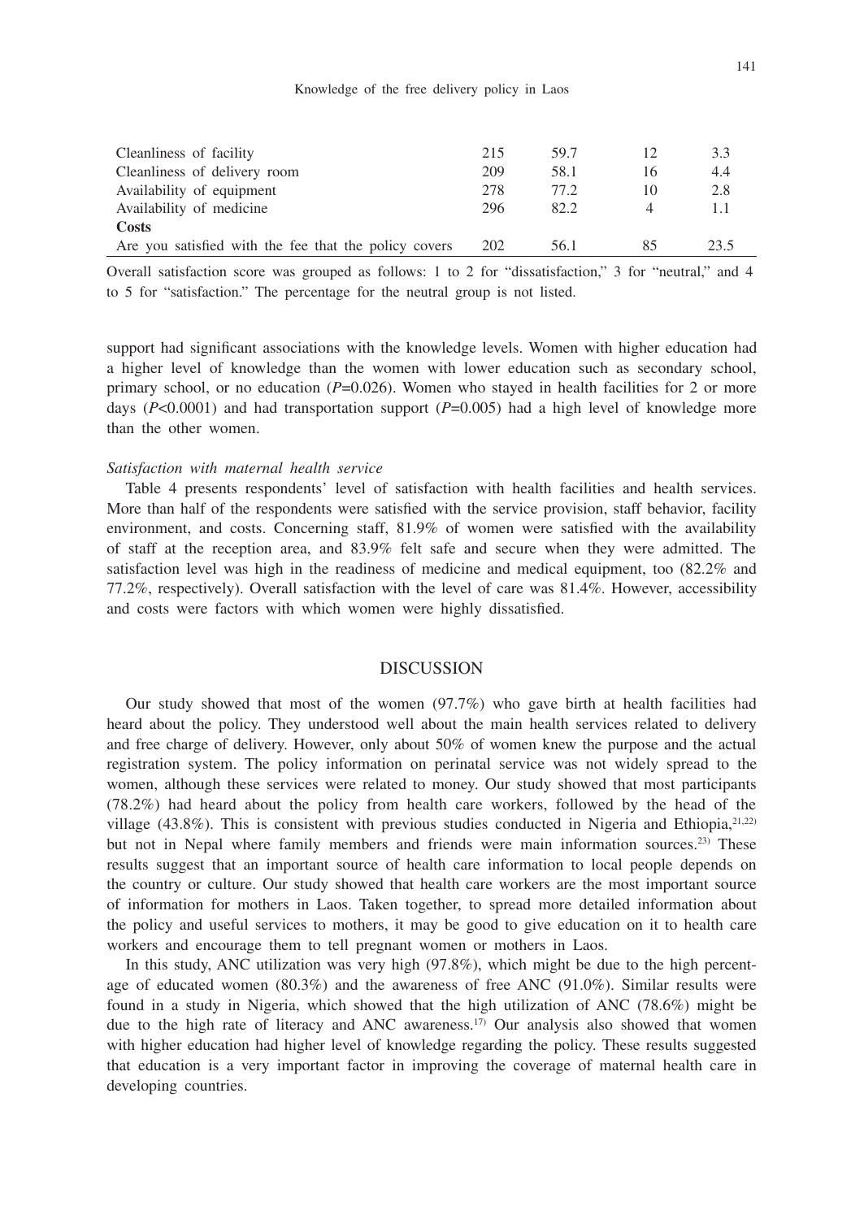| | | | | |
|---|---|---|---|---|
| Cleanliness of facility | 215 | 59.7 | 12 | 3.3 |
| Cleanliness of delivery room | 209 | 58.1 | 16 | 4.4 |
| Availability of equipment | 278 | 77.2 | 10 | 2.8 |
| Availability of medicine | 296 | 82.2 | 4 | 1.1 |
| **Costs** | | | | |
| Are you satisfied with the fee that the policy covers | 202 | 56.1 | 85 | 23.5 |

Overall satisfaction score was grouped as follows: 1 to 2 for "dissatisfaction," 3 for "neutral," and 4 to 5 for "satisfaction." The percentage for the neutral group is not listed.

support had significant associations with the knowledge levels. Women with higher education had a higher level of knowledge than the women with lower education such as secondary school, primary school, or no education ($P$=0.026). Women who stayed in health facilities for 2 or more days ($P$<0.0001) and had transportation support ($P$=0.005) had a high level of knowledge more than the other women.

*Satisfaction with maternal health service*

Table 4 presents respondents' level of satisfaction with health facilities and health services. More than half of the respondents were satisfied with the service provision, staff behavior, facility environment, and costs. Concerning staff, 81.9% of women were satisfied with the availability of staff at the reception area, and 83.9% felt safe and secure when they were admitted. The satisfaction level was high in the readiness of medicine and medical equipment, too (82.2% and 77.2%, respectively). Overall satisfaction with the level of care was 81.4%. However, accessibility and costs were factors with which women were highly dissatisfied.

## DISCUSSION

Our study showed that most of the women (97.7%) who gave birth at health facilities had heard about the policy. They understood well about the main health services related to delivery and free charge of delivery. However, only about 50% of women knew the purpose and the actual registration system. The policy information on perinatal service was not widely spread to the women, although these services were related to money. Our study showed that most participants (78.2%) had heard about the policy from health care workers, followed by the head of the village (43.8%). This is consistent with previous studies conducted in Nigeria and Ethiopia,[21,22] but not in Nepal where family members and friends were main information sources.[23] These results suggest that an important source of health care information to local people depends on the country or culture. Our study showed that health care workers are the most important source of information for mothers in Laos. Taken together, to spread more detailed information about the policy and useful services to mothers, it may be good to give education on it to health care workers and encourage them to tell pregnant women or mothers in Laos.

In this study, ANC utilization was very high (97.8%), which might be due to the high percentage of educated women (80.3%) and the awareness of free ANC (91.0%). Similar results were found in a study in Nigeria, which showed that the high utilization of ANC (78.6%) might be due to the high rate of literacy and ANC awareness.[17] Our analysis also showed that women with higher education had higher level of knowledge regarding the policy. These results suggested that education is a very important factor in improving the coverage of maternal health care in developing countries.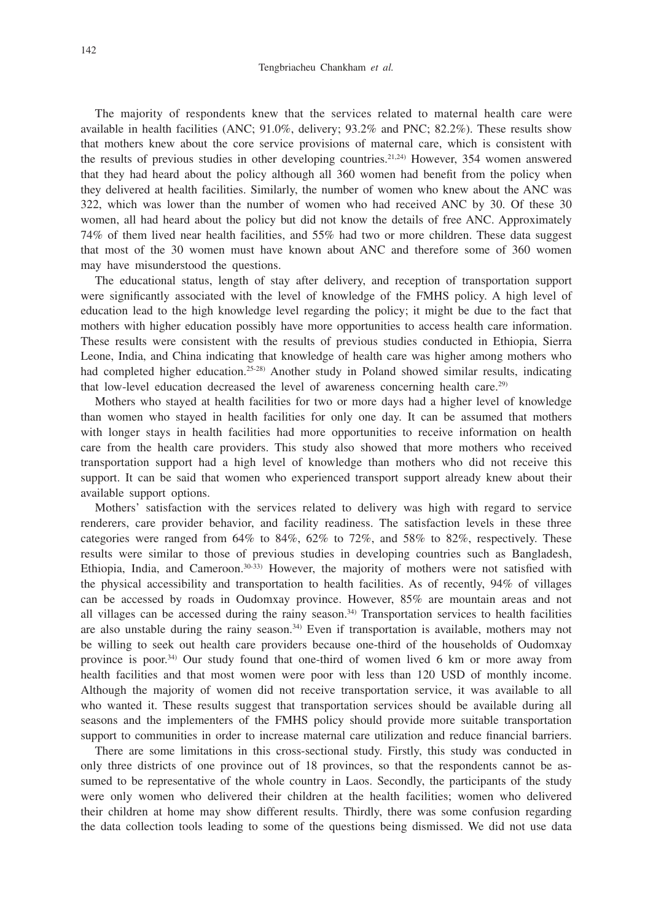The majority of respondents knew that the services related to maternal health care were available in health facilities (ANC; 91.0%, delivery; 93.2% and PNC; 82.2%). These results show that mothers knew about the core service provisions of maternal care, which is consistent with the results of previous studies in other developing countries.[21,24] However, 354 women answered that they had heard about the policy although all 360 women had benefit from the policy when they delivered at health facilities. Similarly, the number of women who knew about the ANC was 322, which was lower than the number of women who had received ANC by 30. Of these 30 women, all had heard about the policy but did not know the details of free ANC. Approximately 74% of them lived near health facilities, and 55% had two or more children. These data suggest that most of the 30 women must have known about ANC and therefore some of 360 women may have misunderstood the questions.

The educational status, length of stay after delivery, and reception of transportation support were significantly associated with the level of knowledge of the FMHS policy. A high level of education lead to the high knowledge level regarding the policy; it might be due to the fact that mothers with higher education possibly have more opportunities to access health care information. These results were consistent with the results of previous studies conducted in Ethiopia, Sierra Leone, India, and China indicating that knowledge of health care was higher among mothers who had completed higher education.[25-28] Another study in Poland showed similar results, indicating that low-level education decreased the level of awareness concerning health care.[29]

Mothers who stayed at health facilities for two or more days had a higher level of knowledge than women who stayed in health facilities for only one day. It can be assumed that mothers with longer stays in health facilities had more opportunities to receive information on health care from the health care providers. This study also showed that more mothers who received transportation support had a high level of knowledge than mothers who did not receive this support. It can be said that women who experienced transport support already knew about their available support options.

Mothers' satisfaction with the services related to delivery was high with regard to service renderers, care provider behavior, and facility readiness. The satisfaction levels in these three categories were ranged from 64% to 84%, 62% to 72%, and 58% to 82%, respectively. These results were similar to those of previous studies in developing countries such as Bangladesh, Ethiopia, India, and Cameroon.[30-33] However, the majority of mothers were not satisfied with the physical accessibility and transportation to health facilities. As of recently, 94% of villages can be accessed by roads in Oudomxay province. However, 85% are mountain areas and not all villages can be accessed during the rainy season.[34] Transportation services to health facilities are also unstable during the rainy season.[34] Even if transportation is available, mothers may not be willing to seek out health care providers because one-third of the households of Oudomxay province is poor.[34] Our study found that one-third of women lived 6 km or more away from health facilities and that most women were poor with less than 120 USD of monthly income. Although the majority of women did not receive transportation service, it was available to all who wanted it. These results suggest that transportation services should be available during all seasons and the implementers of the FMHS policy should provide more suitable transportation support to communities in order to increase maternal care utilization and reduce financial barriers.

There are some limitations in this cross-sectional study. Firstly, this study was conducted in only three districts of one province out of 18 provinces, so that the respondents cannot be assumed to be representative of the whole country in Laos. Secondly, the participants of the study were only women who delivered their children at the health facilities; women who delivered their children at home may show different results. Thirdly, there was some confusion regarding the data collection tools leading to some of the questions being dismissed. We did not use data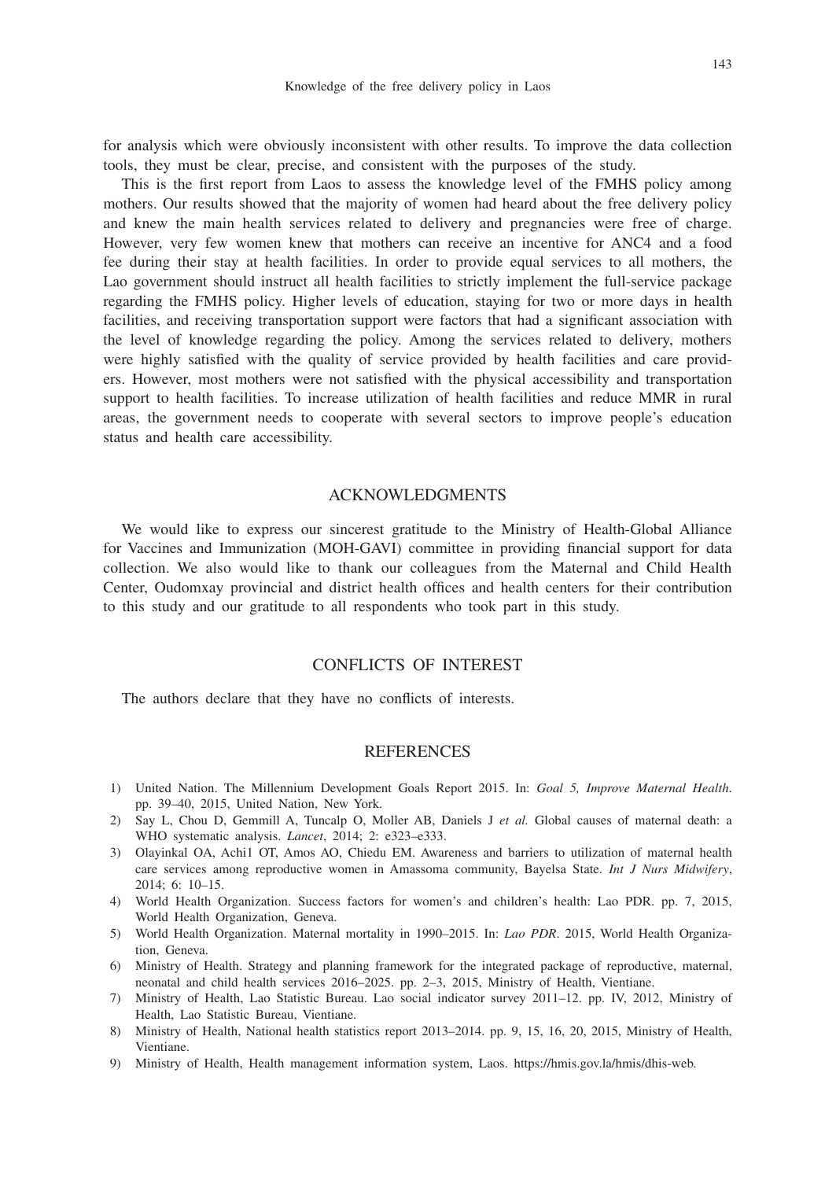for analysis which were obviously inconsistent with other results. To improve the data collection tools, they must be clear, precise, and consistent with the purposes of the study.

This is the first report from Laos to assess the knowledge level of the FMHS policy among mothers. Our results showed that the majority of women had heard about the free delivery policy and knew the main health services related to delivery and pregnancies were free of charge. However, very few women knew that mothers can receive an incentive for ANC4 and a food fee during their stay at health facilities. In order to provide equal services to all mothers, the Lao government should instruct all health facilities to strictly implement the full-service package regarding the FMHS policy. Higher levels of education, staying for two or more days in health facilities, and receiving transportation support were factors that had a significant association with the level of knowledge regarding the policy. Among the services related to delivery, mothers were highly satisfied with the quality of service provided by health facilities and care providers. However, most mothers were not satisfied with the physical accessibility and transportation support to health facilities. To increase utilization of health facilities and reduce MMR in rural areas, the government needs to cooperate with several sectors to improve people's education status and health care accessibility.

## ACKNOWLEDGMENTS

We would like to express our sincerest gratitude to the Ministry of Health-Global Alliance for Vaccines and Immunization (MOH-GAVI) committee in providing financial support for data collection. We also would like to thank our colleagues from the Maternal and Child Health Center, Oudomxay provincial and district health offices and health centers for their contribution to this study and our gratitude to all respondents who took part in this study.

## CONFLICTS OF INTEREST

The authors declare that they have no conflicts of interests.

## REFERENCES

1) United Nation. The Millennium Development Goals Report 2015. In: *Goal 5, Improve Maternal Health*. pp. 39–40, 2015, United Nation, New York.
2) Say L, Chou D, Gemmill A, Tuncalp O, Moller AB, Daniels J *et al.* Global causes of maternal death: a WHO systematic analysis. *Lancet*, 2014; 2: e323–e333.
3) Olayinkal OA, Achi1 OT, Amos AO, Chiedu EM. Awareness and barriers to utilization of maternal health care services among reproductive women in Amassoma community, Bayelsa State. *Int J Nurs Midwifery*, 2014; 6: 10–15.
4) World Health Organization. Success factors for women's and children's health: Lao PDR. pp. 7, 2015, World Health Organization, Geneva.
5) World Health Organization. Maternal mortality in 1990–2015. In: *Lao PDR*. 2015, World Health Organization, Geneva.
6) Ministry of Health. Strategy and planning framework for the integrated package of reproductive, maternal, neonatal and child health services 2016–2025. pp. 2–3, 2015, Ministry of Health, Vientiane.
7) Ministry of Health, Lao Statistic Bureau. Lao social indicator survey 2011–12. pp. IV, 2012, Ministry of Health, Lao Statistic Bureau, Vientiane.
8) Ministry of Health, National health statistics report 2013–2014. pp. 9, 15, 16, 20, 2015, Ministry of Health, Vientiane.
9) Ministry of Health, Health management information system, Laos. https://hmis.gov.la/hmis/dhis-web.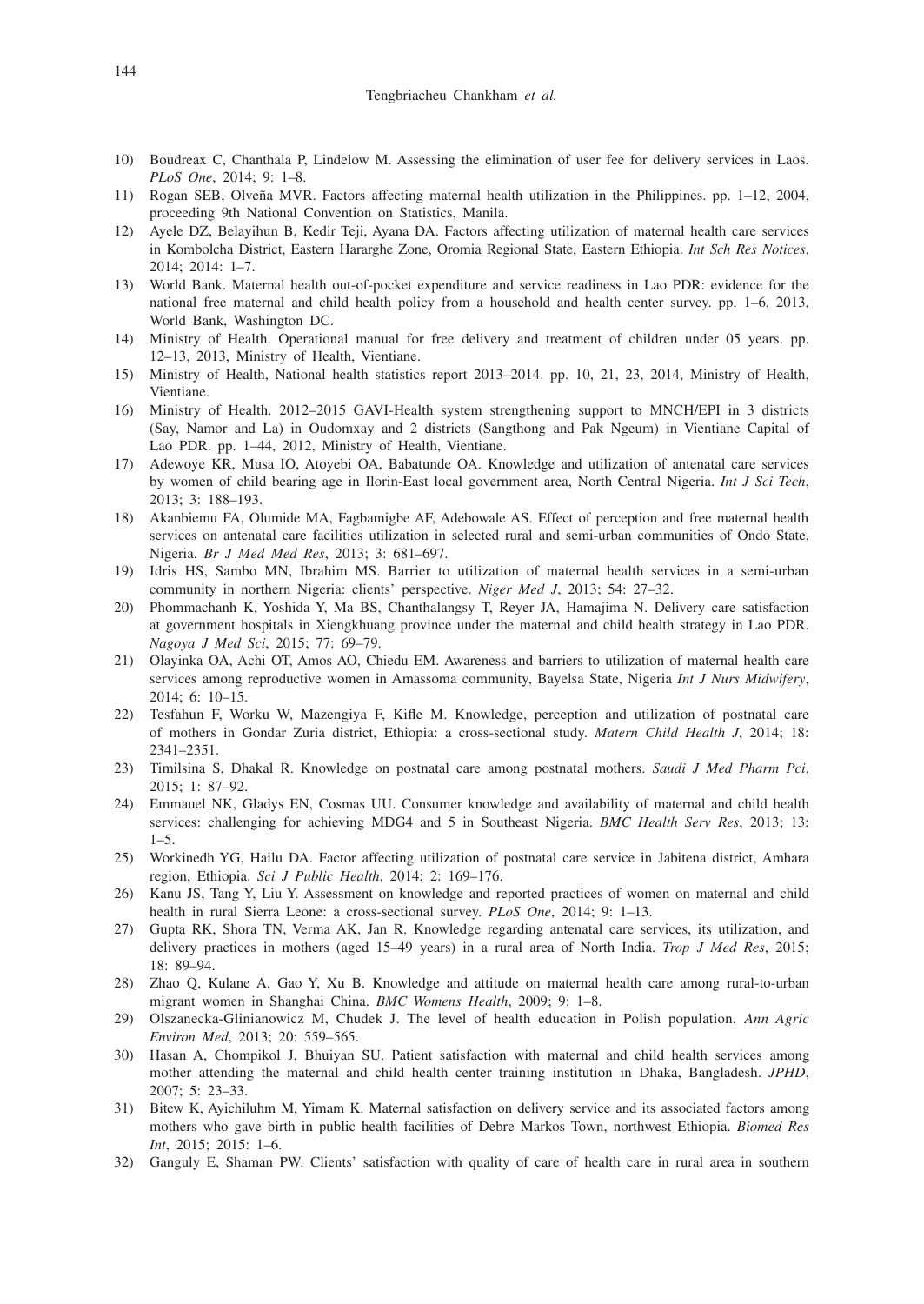10) Boudreax C, Chanthala P, Lindelow M. Assessing the elimination of user fee for delivery services in Laos. *PLoS One*, 2014; 9: 1–8.
11) Rogan SEB, Olveña MVR. Factors affecting maternal health utilization in the Philippines. pp. 1–12, 2004, proceeding 9th National Convention on Statistics, Manila.
12) Ayele DZ, Belayihun B, Kedir Teji, Ayana DA. Factors affecting utilization of maternal health care services in Kombolcha District, Eastern Hararghe Zone, Oromia Regional State, Eastern Ethiopia. *Int Sch Res Notices*, 2014; 2014: 1–7.
13) World Bank. Maternal health out-of-pocket expenditure and service readiness in Lao PDR: evidence for the national free maternal and child health policy from a household and health center survey. pp. 1–6, 2013, World Bank, Washington DC.
14) Ministry of Health. Operational manual for free delivery and treatment of children under 05 years. pp. 12–13, 2013, Ministry of Health, Vientiane.
15) Ministry of Health, National health statistics report 2013–2014. pp. 10, 21, 23, 2014, Ministry of Health, Vientiane.
16) Ministry of Health. 2012–2015 GAVI-Health system strengthening support to MNCH/EPI in 3 districts (Say, Namor and La) in Oudomxay and 2 districts (Sangthong and Pak Ngeum) in Vientiane Capital of Lao PDR. pp. 1–44, 2012, Ministry of Health, Vientiane.
17) Adewoye KR, Musa IO, Atoyebi OA, Babatunde OA. Knowledge and utilization of antenatal care services by women of child bearing age in Ilorin-East local government area, North Central Nigeria. *Int J Sci Tech*, 2013; 3: 188–193.
18) Akanbiemu FA, Olumide MA, Fagbamigbe AF, Adebowale AS. Effect of perception and free maternal health services on antenatal care facilities utilization in selected rural and semi-urban communities of Ondo State, Nigeria. *Br J Med Med Res*, 2013; 3: 681–697.
19) Idris HS, Sambo MN, Ibrahim MS. Barrier to utilization of maternal health services in a semi-urban community in northern Nigeria: clients' perspective. *Niger Med J*, 2013; 54: 27–32.
20) Phommachanh K, Yoshida Y, Ma BS, Chanthalangsy T, Reyer JA, Hamajima N. Delivery care satisfaction at government hospitals in Xiengkhuang province under the maternal and child health strategy in Lao PDR. *Nagoya J Med Sci*, 2015; 77: 69–79.
21) Olayinka OA, Achi OT, Amos AO, Chiedu EM. Awareness and barriers to utilization of maternal health care services among reproductive women in Amassoma community, Bayelsa State, Nigeria *Int J Nurs Midwifery*, 2014; 6: 10–15.
22) Tesfahun F, Worku W, Mazengiya F, Kifle M. Knowledge, perception and utilization of postnatal care of mothers in Gondar Zuria district, Ethiopia: a cross-sectional study. *Matern Child Health J*, 2014; 18: 2341–2351.
23) Timilsina S, Dhakal R. Knowledge on postnatal care among postnatal mothers. *Saudi J Med Pharm Pci*, 2015; 1: 87–92.
24) Emmauel NK, Gladys EN, Cosmas UU. Consumer knowledge and availability of maternal and child health services: challenging for achieving MDG4 and 5 in Southeast Nigeria. *BMC Health Serv Res*, 2013; 13: 1–5.
25) Workinedh YG, Hailu DA. Factor affecting utilization of postnatal care service in Jabitena district, Amhara region, Ethiopia. *Sci J Public Health*, 2014; 2: 169–176.
26) Kanu JS, Tang Y, Liu Y. Assessment on knowledge and reported practices of women on maternal and child health in rural Sierra Leone: a cross-sectional survey. *PLoS One*, 2014; 9: 1–13.
27) Gupta RK, Shora TN, Verma AK, Jan R. Knowledge regarding antenatal care services, its utilization, and delivery practices in mothers (aged 15–49 years) in a rural area of North India. *Trop J Med Res*, 2015; 18: 89–94.
28) Zhao Q, Kulane A, Gao Y, Xu B. Knowledge and attitude on maternal health care among rural-to-urban migrant women in Shanghai China. *BMC Womens Health*, 2009; 9: 1–8.
29) Olszanecka-Glinianowicz M, Chudek J. The level of health education in Polish population. *Ann Agric Environ Med*, 2013; 20: 559–565.
30) Hasan A, Chompikol J, Bhuiyan SU. Patient satisfaction with maternal and child health services among mother attending the maternal and child health center training institution in Dhaka, Bangladesh. *JPHD*, 2007; 5: 23–33.
31) Bitew K, Ayichiluhm M, Yimam K. Maternal satisfaction on delivery service and its associated factors among mothers who gave birth in public health facilities of Debre Markos Town, northwest Ethiopia. *Biomed Res Int*, 2015; 2015: 1–6.
32) Ganguly E, Shaman PW. Clients' satisfaction with quality of care of health care in rural area in southern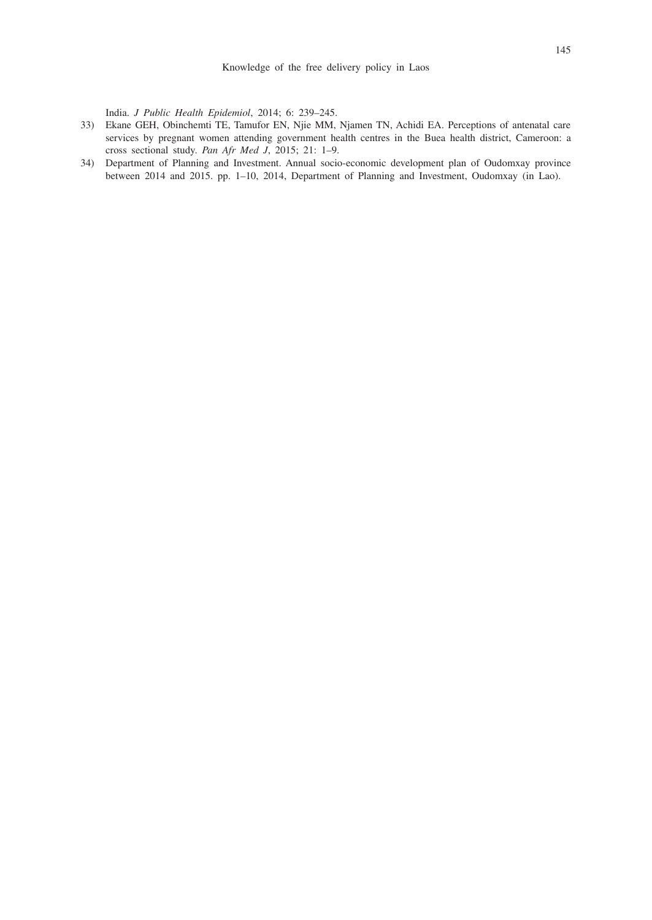India. *J Public Health Epidemiol*, 2014; 6: 239–245.

33) Ekane GEH, Obinchemti TE, Tamufor EN, Njie MM, Njamen TN, Achidi EA. Perceptions of antenatal care services by pregnant women attending government health centres in the Buea health district, Cameroon: a cross sectional study. *Pan Afr Med J*, 2015; 21: 1–9.

34) Department of Planning and Investment. Annual socio-economic development plan of Oudomxay province between 2014 and 2015. pp. 1–10, 2014, Department of Planning and Investment, Oudomxay (in Lao).